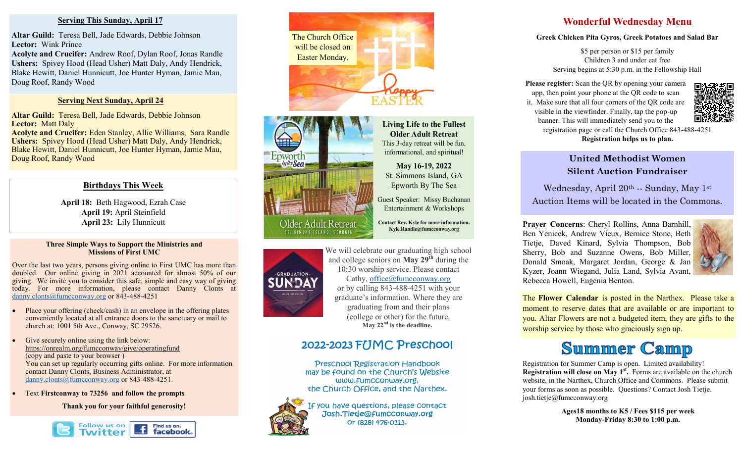## Serving This Sunday, April 17

**Altar Guild:** Teresa Bell, Jade Edwards, Debbie Johnson
**Lector:** Wink Prince
**Acolyte and Crucifer:** Andrew Roof, Dylan Roof, Jonas Randle
**Ushers:** Spivey Hood (Head Usher) Matt Daly, Andy Hendrick, Blake Hewitt, Daniel Hunnicutt, Joe Hunter Hyman, Jamie Mau, Doug Roof, Randy Wood

## Serving Next Sunday, April 24

**Altar Guild:** Teresa Bell, Jade Edwards, Debbie Johnson
**Lector:** Matt Daly
**Acolyte and Crucifer:** Eden Stanley, Allie Williams, Sara Randle
**Ushers:** Spivey Hood (Head Usher) Matt Daly, Andy Hendrick, Blake Hewitt, Daniel Hunnicutt, Joe Hunter Hyman, Jamie Mau, Doug Roof, Randy Wood

## Birthdays This Week

**April 18:** Beth Hagwood, Ezrah Case
**April 19:** April Steinfield
**April 23:** Lily Hunnicutt

### Three Simple Ways to Support the Ministries and Missions of First UMC

Over the last two years, persons giving online to First UMC has more than doubled. Our online giving in 2021 accounted for almost 50% of our giving. We invite you to consider this safe, simple and easy way of giving today. For more information, please contact Danny Clonts at danny.clonts@fumcconway.org or 843-488-4251

- Place your offering (check/cash) in an envelope in the offering plates conveniently located at all entrance doors to the sanctuary or mail to church at: 1001 5th Ave., Conway, SC 29526.
- Give securely online using the link below:
  https://onrealm.org/fumcconway/give/operatingfund
  (copy and paste to your browser )
  You can set up regularly occurring gifts online. For more information contact Danny Clonts, Business Administrator, at danny.clonts@fumcconway.org or 843-488-4251.
- Text **Firstconway to 73256 and follow the prompts**

**Thank you for your faithful generosity!**

Follow us on Twitter | Find us on: facebook

The Church Office will be closed on Easter Monday.

Happy EASTER

### Living Life to the Fullest Older Adult Retreat

This 3-day retreat will be fun, informational, and spiritual!

**May 16-19, 2022**
St. Simmons Island, GA
Epworth By The Sea

Guest Speaker: Missy Buchanan
Entertainment & Workshops

**Contact Rev. Kyle for more information. Kyle.Randle@fumcconway.org**

Epworth by the Sea — Older Adult Retreat — St. Simons Island, Georgia

-GRADUATION- SUNDAY

We will celebrate our graduating high school and college seniors on **May 29th** during the 10:30 worship service. Please contact Cathy, office@fumcconway.org or by calling 843-488-4251 with your graduate's information. Where they are graduating from and their plans (college or other) for the future.
**May 22nd is the deadline.**

## 2022-2023 FUMC Preschool

Preschool Registration Handbook may be found on the Church's Website www.fumcconway.org, the Church Office, and the Narthex.

If you have questions, please contact Josh.Tietje@fumcconway.org or (828) 476-0113.

## Wonderful Wednesday Menu

**Greek Chicken Pita Gyros, Greek Potatoes and Salad Bar**

$5 per person or $15 per family
Children 3 and under eat free
Serving begins at 5:30 p.m. in the Fellowship Hall

**Please register:** Scan the QR by opening your camera app, then point your phone at the QR code to scan it. Make sure that all four corners of the QR code are visible in the viewfinder. Finally, tap the pop-up banner. This will immediately send you to the registration page or call the Church Office 843-488-4251
**Registration helps us to plan.**

## United Methodist Women Silent Auction Fundraiser

Wednesday, April 20th -- Sunday, May 1st
Auction Items will be located in the Commons.

**Prayer Concerns**: Cheryl Rollins, Anna Barnhill, Ben Yenicek, Andrew Vieux, Bernice Stone, Beth Tietje, Daved Kinard, Sylvia Thompson, Bob Sherry, Bob and Suzanne Owens, Bob Miller, Donald Smoak, Margaret Jordan, George & Jan Kyzer, Joann Wiegand, Julia Land, Sylvia Avant, Rebecca Howell, Eugenia Benton.

The **Flower Calendar** is posted in the Narthex. Please take a moment to reserve dates that are available or are important to you. Altar Flowers are not a budgeted item, they are gifts to the worship service by those who graciously sign up.

## Summer Camp

Registration for Summer Camp is open. Limited availability! **Registration will close on May 1st.** Forms are available on the church website, in the Narthex, Church Office and Commons. Please submit your forms as soon as possible. Questions? Contact Josh Tietje. josh.tietje@fumcconway.org

**Ages18 months to K5 / Fees $115 per week**
**Monday-Friday 8:30 to 1:00 p.m.**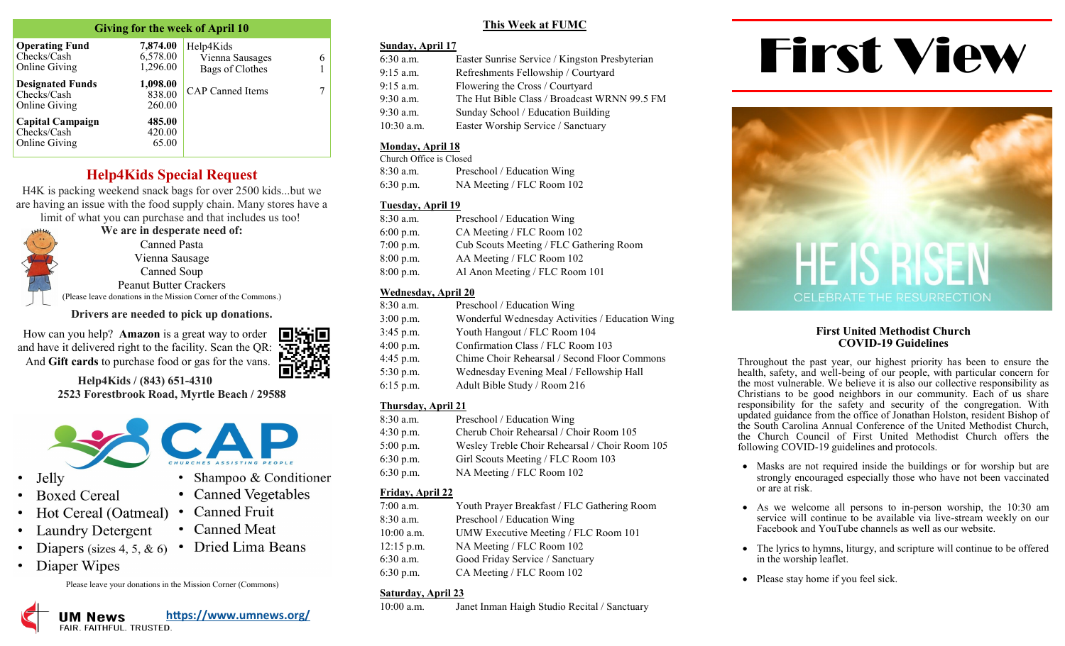## Giving for the week of April 10

| | | | |
|---|---|---|---|
| **Operating Fund** | **7,874.00** | Help4Kids | |
| Checks/Cash | 6,578.00 | Vienna Sausages | 6 |
| Online Giving | 1,296.00 | Bags of Clothes | 1 |
| **Designated Funds** | **1,098.00** | CAP Canned Items | 7 |
| Checks/Cash | 838.00 | | |
| Online Giving | 260.00 | | |
| **Capital Campaign** | **485.00** | | |
| Checks/Cash | 420.00 | | |
| Online Giving | 65.00 | | |

## Help4Kids Special Request

H4K is packing weekend snack bags for over 2500 kids...but we are having an issue with the food supply chain. Many stores have a limit of what you can purchase and that includes us too!

**We are in desperate need of:**

Canned Pasta
Vienna Sausage
Canned Soup
Peanut Butter Crackers

(Please leave donations in the Mission Corner of the Commons.)

**Drivers are needed to pick up donations.**

How can you help? **Amazon** is a great way to order and have it delivered right to the facility. Scan the QR: And **Gift cards** to purchase food or gas for the vans.

**Help4Kids / (843) 651-4310**
**2523 Forestbrook Road, Myrtle Beach / 29588**

CAP
CHURCHES ASSISTING PEOPLE

- Jelly
- Boxed Cereal
- Hot Cereal (Oatmeal)
- Laundry Detergent
- Diapers (sizes 4, 5, & 6)
- Diaper Wipes
- Shampoo & Conditioner
- Canned Vegetables
- Canned Fruit
- Canned Meat
- Dried Lima Beans

Please leave your donations in the Mission Corner (Commons)

UM News
FAIR. FAITHFUL. TRUSTED.
https://www.umnews.org/

## This Week at FUMC

**Sunday, April 17**

| | |
|---|---|
| 6:30 a.m. | Easter Sunrise Service / Kingston Presbyterian |
| 9:15 a.m. | Refreshments Fellowship / Courtyard |
| 9:15 a.m. | Flowering the Cross / Courtyard |
| 9:30 a.m. | The Hut Bible Class / Broadcast WRNN 99.5 FM |
| 9:30 a.m. | Sunday School / Education Building |
| 10:30 a.m. | Easter Worship Service / Sanctuary |

**Monday, April 18**

Church Office is Closed

| | |
|---|---|
| 8:30 a.m. | Preschool / Education Wing |
| 6:30 p.m. | NA Meeting / FLC Room 102 |

**Tuesday, April 19**

| | |
|---|---|
| 8:30 a.m. | Preschool / Education Wing |
| 6:00 p.m. | CA Meeting / FLC Room 102 |
| 7:00 p.m. | Cub Scouts Meeting / FLC Gathering Room |
| 8:00 p.m. | AA Meeting / FLC Room 102 |
| 8:00 p.m. | Al Anon Meeting / FLC Room 101 |

**Wednesday, April 20**

| | |
|---|---|
| 8:30 a.m. | Preschool / Education Wing |
| 3:00 p.m. | Wonderful Wednesday Activities / Education Wing |
| 3:45 p.m. | Youth Hangout / FLC Room 104 |
| 4:00 p.m. | Confirmation Class / FLC Room 103 |
| 4:45 p.m. | Chime Choir Rehearsal / Second Floor Commons |
| 5:30 p.m. | Wednesday Evening Meal / Fellowship Hall |
| 6:15 p.m. | Adult Bible Study / Room 216 |

**Thursday, April 21**

| | |
|---|---|
| 8:30 a.m. | Preschool / Education Wing |
| 4:30 p.m. | Cherub Choir Rehearsal / Choir Room 105 |
| 5:00 p.m. | Wesley Treble Choir Rehearsal / Choir Room 105 |
| 6:30 p.m. | Girl Scouts Meeting / FLC Room 103 |
| 6:30 p.m. | NA Meeting / FLC Room 102 |

**Friday, April 22**

| | |
|---|---|
| 7:00 a.m. | Youth Prayer Breakfast / FLC Gathering Room |
| 8:30 a.m. | Preschool / Education Wing |
| 10:00 a.m. | UMW Executive Meeting / FLC Room 101 |
| 12:15 p.m. | NA Meeting / FLC Room 102 |
| 6:30 a.m. | Good Friday Service / Sanctuary |
| 6:30 p.m. | CA Meeting / FLC Room 102 |

**Saturday, April 23**

| | |
|---|---|
| 10:00 a.m. | Janet Inman Haigh Studio Recital / Sanctuary |

# First View

HE IS RISEN
CELEBRATE THE RESURRECTION

### First United Methodist Church
### COVID-19 Guidelines

Throughout the past year, our highest priority has been to ensure the health, safety, and well-being of our people, with particular concern for the most vulnerable. We believe it is also our collective responsibility as Christians to be good neighbors in our community. Each of us share responsibility for the safety and security of the congregation. With updated guidance from the office of Jonathan Holston, resident Bishop of the South Carolina Annual Conference of the United Methodist Church, the Church Council of First United Methodist Church offers the following COVID-19 guidelines and protocols.

- Masks are not required inside the buildings or for worship but are strongly encouraged especially those who have not been vaccinated or are at risk.
- As we welcome all persons to in-person worship, the 10:30 am service will continue to be available via live-stream weekly on our Facebook and YouTube channels as well as our website.
- The lyrics to hymns, liturgy, and scripture will continue to be offered in the worship leaflet.
- Please stay home if you feel sick.